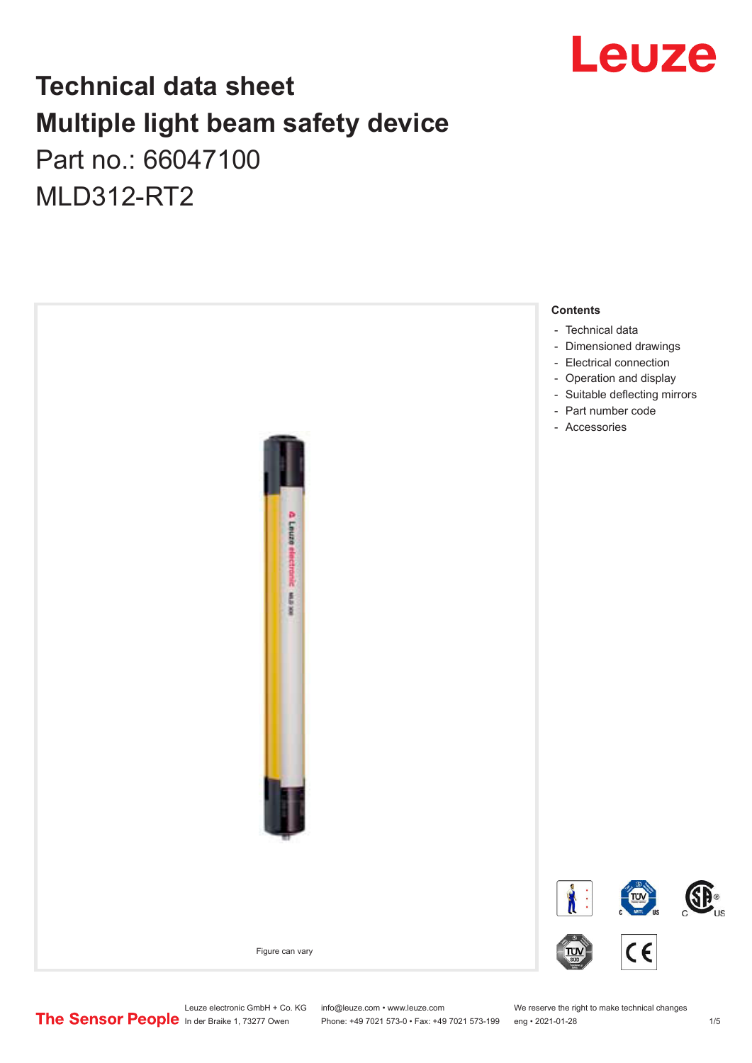# Technical data sheet
# Multiple light beam safety device
Part no.: 66047100

MLD312-RT2

Figure can vary

**Contents**

- Technical data
- Dimensioned drawings
- Electrical connection
- Operation and display
- Suitable deflecting mirrors
- Part number code
- Accessories

Leuze electronic GmbH + Co. KG
In der Braike 1, 73277 Owen

info@leuze.com • www.leuze.com
Phone: +49 7021 573-0 • Fax: +49 7021 573-199

We reserve the right to make technical changes
eng • 2021-01-28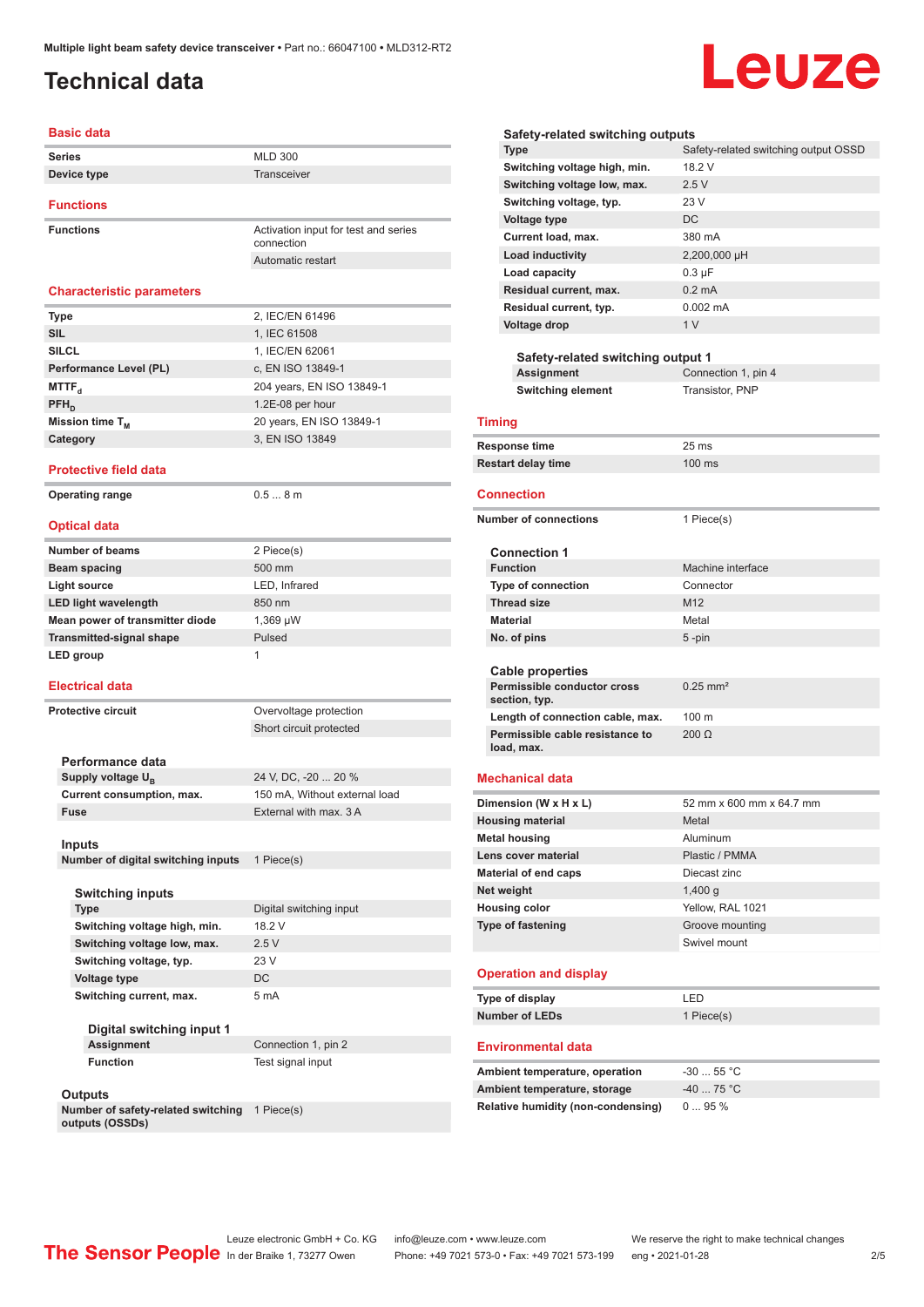Multiple light beam safety device transceiver • Part no.: 66047100 • MLD312-RT2

# Technical data

## Basic data

| | |
|---|---|
| **Series** | MLD 300 |
| **Device type** | Transceiver |

## Functions

| | |
|---|---|
| **Functions** | Activation input for test and series connection |
| | Automatic restart |

## Characteristic parameters

| | |
|---|---|
| **Type** | 2, IEC/EN 61496 |
| **SIL** | 1, IEC 61508 |
| **SILCL** | 1, IEC/EN 62061 |
| **Performance Level (PL)** | c, EN ISO 13849-1 |
| **$MTTF_d$** | 204 years, EN ISO 13849-1 |
| **$PFH_D$** | 1.2E-08 per hour |
| **Mission time $T_M$** | 20 years, EN ISO 13849-1 |
| **Category** | 3, EN ISO 13849 |

## Protective field data

| | |
|---|---|
| **Operating range** | 0.5 ... 8 m |

## Optical data

| | |
|---|---|
| **Number of beams** | 2 Piece(s) |
| **Beam spacing** | 500 mm |
| **Light source** | LED, Infrared |
| **LED light wavelength** | 850 nm |
| **Mean power of transmitter diode** | 1,369 µW |
| **Transmitted-signal shape** | Pulsed |
| **LED group** | 1 |

## Electrical data

| | |
|---|---|
| **Protective circuit** | Overvoltage protection |
| | Short circuit protected |

### Performance data

| | |
|---|---|
| **Supply voltage $U_B$** | 24 V, DC, -20 ... 20 % |
| **Current consumption, max.** | 150 mA, Without external load |
| **Fuse** | External with max. 3 A |

### Inputs

| | |
|---|---|
| **Number of digital switching inputs** | 1 Piece(s) |

#### Switching inputs

| | |
|---|---|
| **Type** | Digital switching input |
| **Switching voltage high, min.** | 18.2 V |
| **Switching voltage low, max.** | 2.5 V |
| **Switching voltage, typ.** | 23 V |
| **Voltage type** | DC |
| **Switching current, max.** | 5 mA |

##### Digital switching input 1

| | |
|---|---|
| **Assignment** | Connection 1, pin 2 |
| **Function** | Test signal input |

### Outputs

| | |
|---|---|
| **Number of safety-related switching outputs (OSSDs)** | 1 Piece(s) |

#### Safety-related switching outputs

| | |
|---|---|
| **Type** | Safety-related switching output OSSD |
| **Switching voltage high, min.** | 18.2 V |
| **Switching voltage low, max.** | 2.5 V |
| **Switching voltage, typ.** | 23 V |
| **Voltage type** | DC |
| **Current load, max.** | 380 mA |
| **Load inductivity** | 2,200,000 µH |
| **Load capacity** | 0.3 µF |
| **Residual current, max.** | 0.2 mA |
| **Residual current, typ.** | 0.002 mA |
| **Voltage drop** | 1 V |

##### Safety-related switching output 1

| | |
|---|---|
| **Assignment** | Connection 1, pin 4 |
| **Switching element** | Transistor, PNP |

## Timing

| | |
|---|---|
| **Response time** | 25 ms |
| **Restart delay time** | 100 ms |

## Connection

| | |
|---|---|
| **Number of connections** | 1 Piece(s) |

### Connection 1

| | |
|---|---|
| **Function** | Machine interface |
| **Type of connection** | Connector |
| **Thread size** | M12 |
| **Material** | Metal |
| **No. of pins** | 5 -pin |

### Cable properties

| | |
|---|---|
| **Permissible conductor cross section, typ.** | 0.25 mm² |
| **Length of connection cable, max.** | 100 m |
| **Permissible cable resistance to load, max.** | 200 Ω |

## Mechanical data

| | |
|---|---|
| **Dimension (W x H x L)** | 52 mm x 600 mm x 64.7 mm |
| **Housing material** | Metal |
| **Metal housing** | Aluminum |
| **Lens cover material** | Plastic / PMMA |
| **Material of end caps** | Diecast zinc |
| **Net weight** | 1,400 g |
| **Housing color** | Yellow, RAL 1021 |
| **Type of fastening** | Groove mounting |
| | Swivel mount |

## Operation and display

| | |
|---|---|
| **Type of display** | LED |
| **Number of LEDs** | 1 Piece(s) |

## Environmental data

| | |
|---|---|
| **Ambient temperature, operation** | -30 ... 55 °C |
| **Ambient temperature, storage** | -40 ... 75 °C |
| **Relative humidity (non-condensing)** | 0 ... 95 % |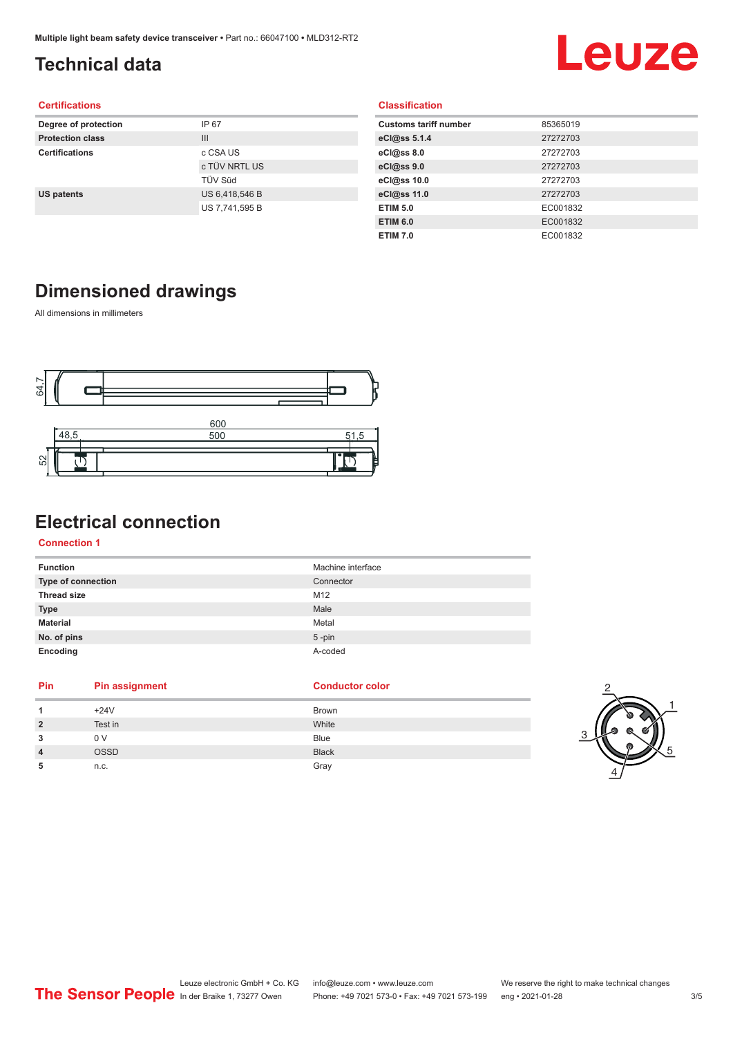# Technical data

## Certifications

| | |
|---|---|
| **Degree of protection** | IP 67 |
| **Protection class** | III |
| **Certifications** | c CSA US |
| | c TÜV NRTL US |
| | TÜV Süd |
| **US patents** | US 6,418,546 B |
| | US 7,741,595 B |

## Classification

| | |
|---|---|
| **Customs tariff number** | 85365019 |
| **eCl@ss 5.1.4** | 27272703 |
| **eCl@ss 8.0** | 27272703 |
| **eCl@ss 9.0** | 27272703 |
| **eCl@ss 10.0** | 27272703 |
| **eCl@ss 11.0** | 27272703 |
| **ETIM 5.0** | EC001832 |
| **ETIM 6.0** | EC001832 |
| **ETIM 7.0** | EC001832 |

# Dimensioned drawings

All dimensions in millimeters

# Electrical connection

## Connection 1

| | |
|---|---|
| **Function** | Machine interface |
| **Type of connection** | Connector |
| **Thread size** | M12 |
| **Type** | Male |
| **Material** | Metal |
| **No. of pins** | 5 -pin |
| **Encoding** | A-coded |

| Pin | Pin assignment | Conductor color |
|---|---|---|
| **1** | +24V | Brown |
| **2** | Test in | White |
| **3** | 0 V | Blue |
| **4** | OSSD | Black |
| **5** | n.c. | Gray |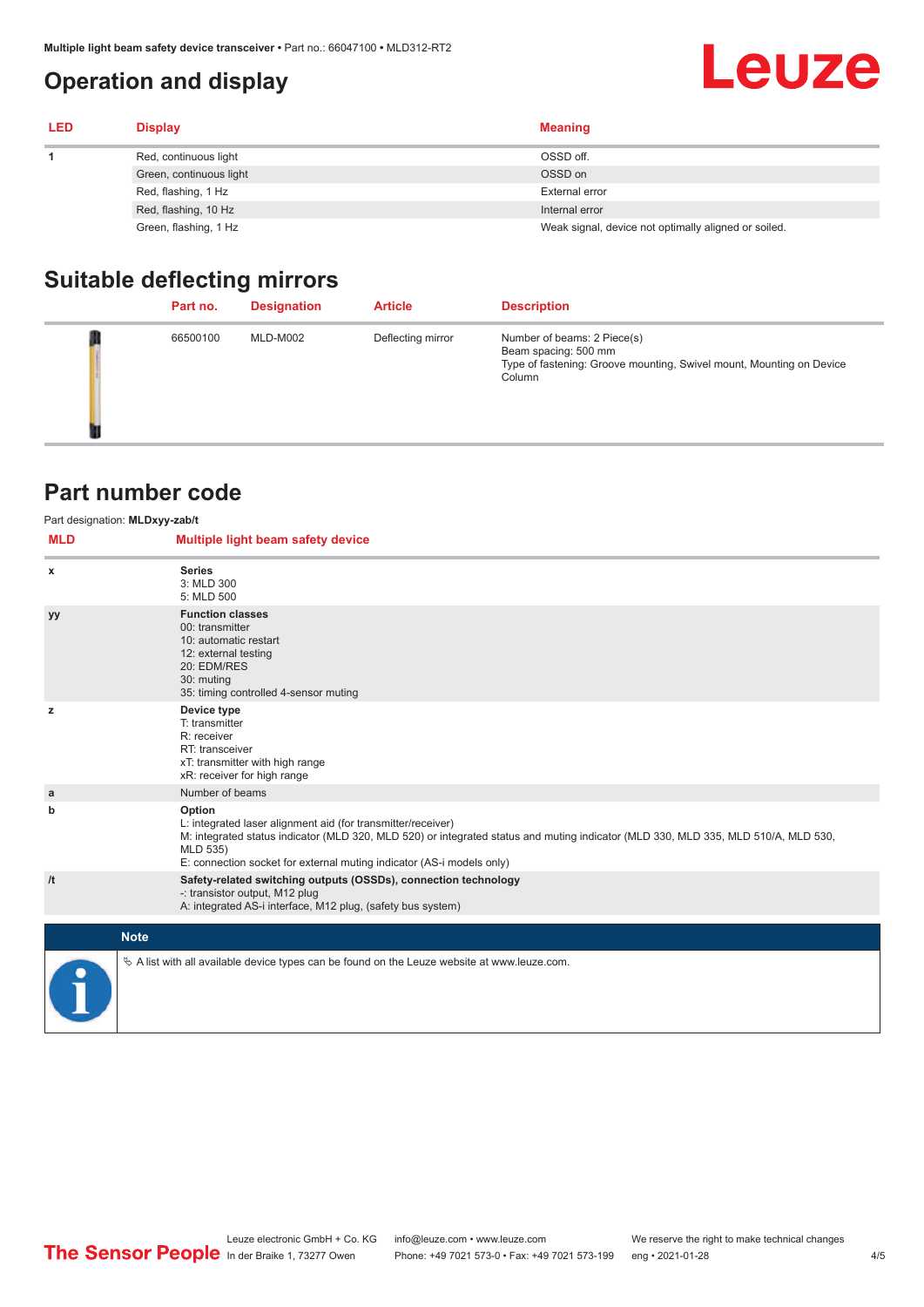# Operation and display

| LED | Display | Meaning |
|---|---|---|
| 1 | Red, continuous light | OSSD off. |
| | Green, continuous light | OSSD on |
| | Red, flashing, 1 Hz | External error |
| | Red, flashing, 10 Hz | Internal error |
| | Green, flashing, 1 Hz | Weak signal, device not optimally aligned or soiled. |

# Suitable deflecting mirrors

| | Part no. | Designation | Article | Description |
|---|---|---|---|---|
| | 66500100 | MLD-M002 | Deflecting mirror | Number of beams: 2 Piece(s)<br>Beam spacing: 500 mm<br>Type of fastening: Groove mounting, Swivel mount, Mounting on Device Column |

# Part number code

Part designation: **MLDxyy-zab/t**

| MLD | Multiple light beam safety device |
|---|---|
| x | **Series**<br>3: MLD 300<br>5: MLD 500 |
| yy | **Function classes**<br>00: transmitter<br>10: automatic restart<br>12: external testing<br>20: EDM/RES<br>30: muting<br>35: timing controlled 4-sensor muting |
| z | **Device type**<br>T: transmitter<br>R: receiver<br>RT: transceiver<br>xT: transmitter with high range<br>xR: receiver for high range |
| a | Number of beams |
| b | **Option**<br>L: integrated laser alignment aid (for transmitter/receiver)<br>M: integrated status indicator (MLD 320, MLD 520) or integrated status and muting indicator (MLD 330, MLD 335, MLD 510/A, MLD 530, MLD 535)<br>E: connection socket for external muting indicator (AS-i models only) |
| /t | **Safety-related switching outputs (OSSDs), connection technology**<br>-: transistor output, M12 plug<br>A: integrated AS-i interface, M12 plug, (safety bus system) |

**Note**

↳ A list with all available device types can be found on the Leuze website at www.leuze.com.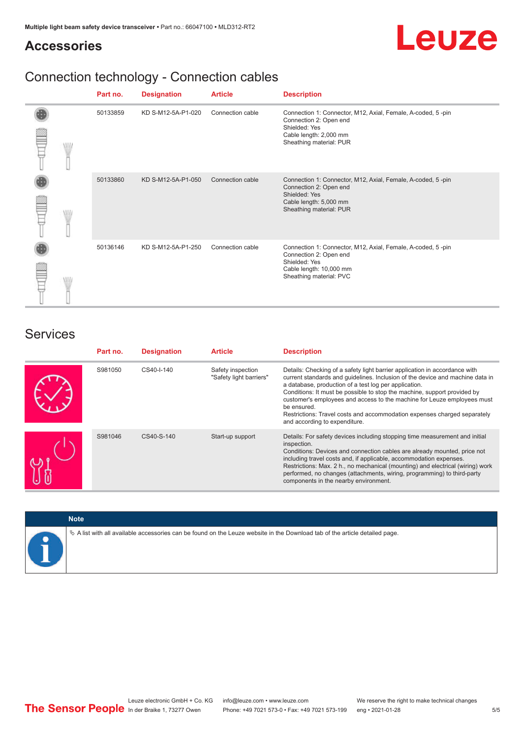## Accessories

## Connection technology - Connection cables

| Part no. | Designation | Article | Description |
| --- | --- | --- | --- |
| 50133859 | KD S-M12-5A-P1-020 | Connection cable | Connection 1: Connector, M12, Axial, Female, A-coded, 5 -pin<br>Connection 2: Open end<br>Shielded: Yes<br>Cable length: 2,000 mm<br>Sheathing material: PUR |
| 50133860 | KD S-M12-5A-P1-050 | Connection cable | Connection 1: Connector, M12, Axial, Female, A-coded, 5 -pin<br>Connection 2: Open end<br>Shielded: Yes<br>Cable length: 5,000 mm<br>Sheathing material: PUR |
| 50136146 | KD S-M12-5A-P1-250 | Connection cable | Connection 1: Connector, M12, Axial, Female, A-coded, 5 -pin<br>Connection 2: Open end<br>Shielded: Yes<br>Cable length: 10,000 mm<br>Sheathing material: PVC |

## Services

| Part no. | Designation | Article | Description |
| --- | --- | --- | --- |
| S981050 | CS40-I-140 | Safety inspection "Safety light barriers" | Details: Checking of a safety light barrier application in accordance with current standards and guidelines. Inclusion of the device and machine data in a database, production of a test log per application.<br>Conditions: It must be possible to stop the machine, support provided by customer's employees and access to the machine for Leuze employees must be ensured.<br>Restrictions: Travel costs and accommodation expenses charged separately and according to expenditure. |
| S981046 | CS40-S-140 | Start-up support | Details: For safety devices including stopping time measurement and initial inspection.<br>Conditions: Devices and connection cables are already mounted, price not including travel costs and, if applicable, accommodation expenses.<br>Restrictions: Max. 2 h., no mechanical (mounting) and electrical (wiring) work performed, no changes (attachments, wiring, programming) to third-party components in the nearby environment. |

**Note**

↳ A list with all available accessories can be found on the Leuze website in the Download tab of the article detailed page.